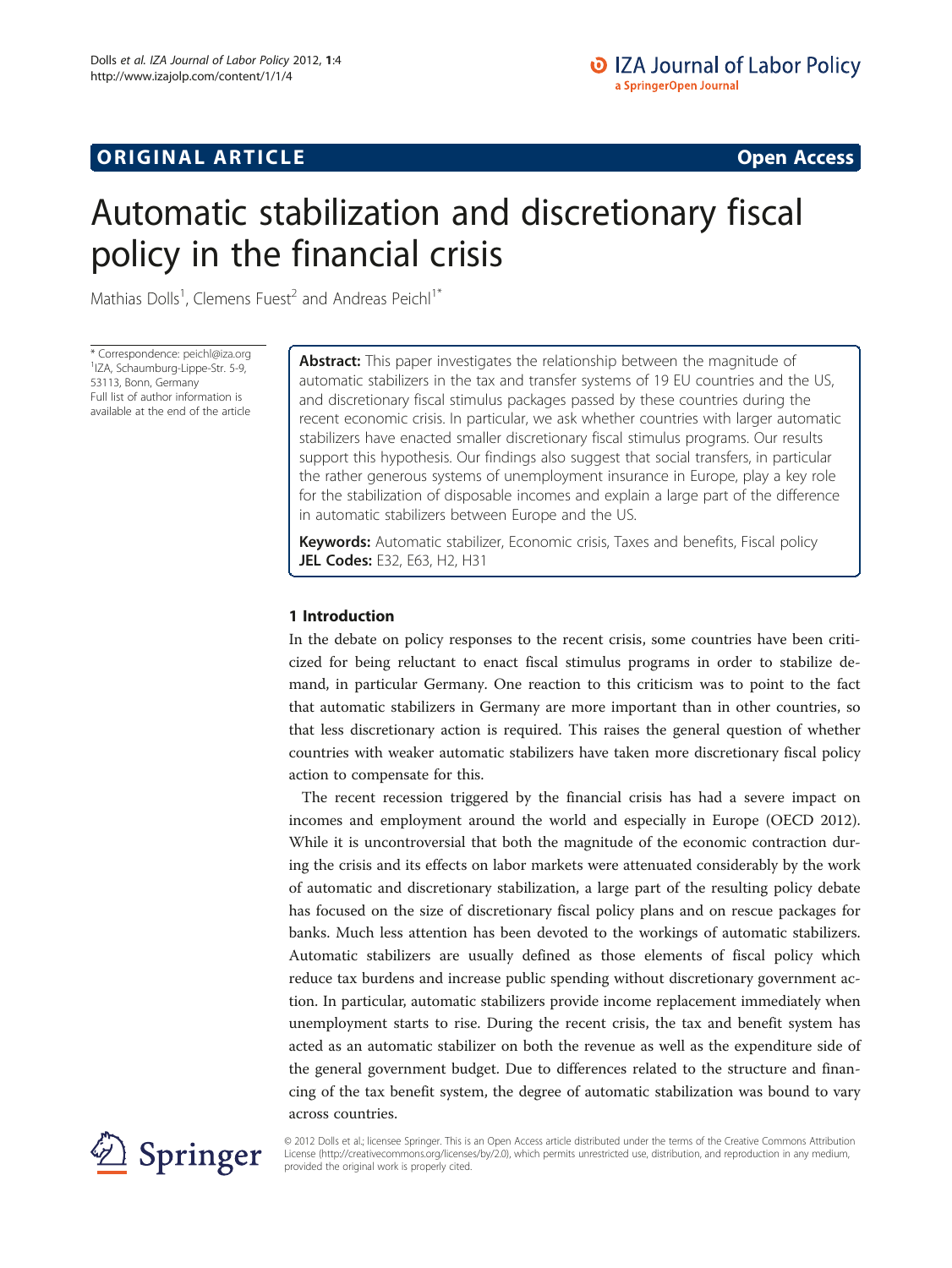ORIGINAL ARTICLE Open Access

# Automatic stabilization and discretionary fiscal policy in the financial crisis

Mathias Dolls[1], Clemens Fuest[2] and Andreas Peichl[1*]

\* Correspondence: peichl@iza.org
[1]IZA, Schaumburg-Lippe-Str. 5-9, 53113, Bonn, Germany
Full list of author information is available at the end of the article

**Abstract:** This paper investigates the relationship between the magnitude of automatic stabilizers in the tax and transfer systems of 19 EU countries and the US, and discretionary fiscal stimulus packages passed by these countries during the recent economic crisis. In particular, we ask whether countries with larger automatic stabilizers have enacted smaller discretionary fiscal stimulus programs. Our results support this hypothesis. Our findings also suggest that social transfers, in particular the rather generous systems of unemployment insurance in Europe, play a key role for the stabilization of disposable incomes and explain a large part of the difference in automatic stabilizers between Europe and the US.

**Keywords:** Automatic stabilizer, Economic crisis, Taxes and benefits, Fiscal policy
**JEL Codes:** E32, E63, H2, H31

## 1 Introduction

In the debate on policy responses to the recent crisis, some countries have been criticized for being reluctant to enact fiscal stimulus programs in order to stabilize demand, in particular Germany. One reaction to this criticism was to point to the fact that automatic stabilizers in Germany are more important than in other countries, so that less discretionary action is required. This raises the general question of whether countries with weaker automatic stabilizers have taken more discretionary fiscal policy action to compensate for this.

The recent recession triggered by the financial crisis has had a severe impact on incomes and employment around the world and especially in Europe (OECD 2012). While it is uncontroversial that both the magnitude of the economic contraction during the crisis and its effects on labor markets were attenuated considerably by the work of automatic and discretionary stabilization, a large part of the resulting policy debate has focused on the size of discretionary fiscal policy plans and on rescue packages for banks. Much less attention has been devoted to the workings of automatic stabilizers. Automatic stabilizers are usually defined as those elements of fiscal policy which reduce tax burdens and increase public spending without discretionary government action. In particular, automatic stabilizers provide income replacement immediately when unemployment starts to rise. During the recent crisis, the tax and benefit system has acted as an automatic stabilizer on both the revenue as well as the expenditure side of the general government budget. Due to differences related to the structure and financing of the tax benefit system, the degree of automatic stabilization was bound to vary across countries.

© 2012 Dolls et al.; licensee Springer. This is an Open Access article distributed under the terms of the Creative Commons Attribution License (http://creativecommons.org/licenses/by/2.0), which permits unrestricted use, distribution, and reproduction in any medium, provided the original work is properly cited.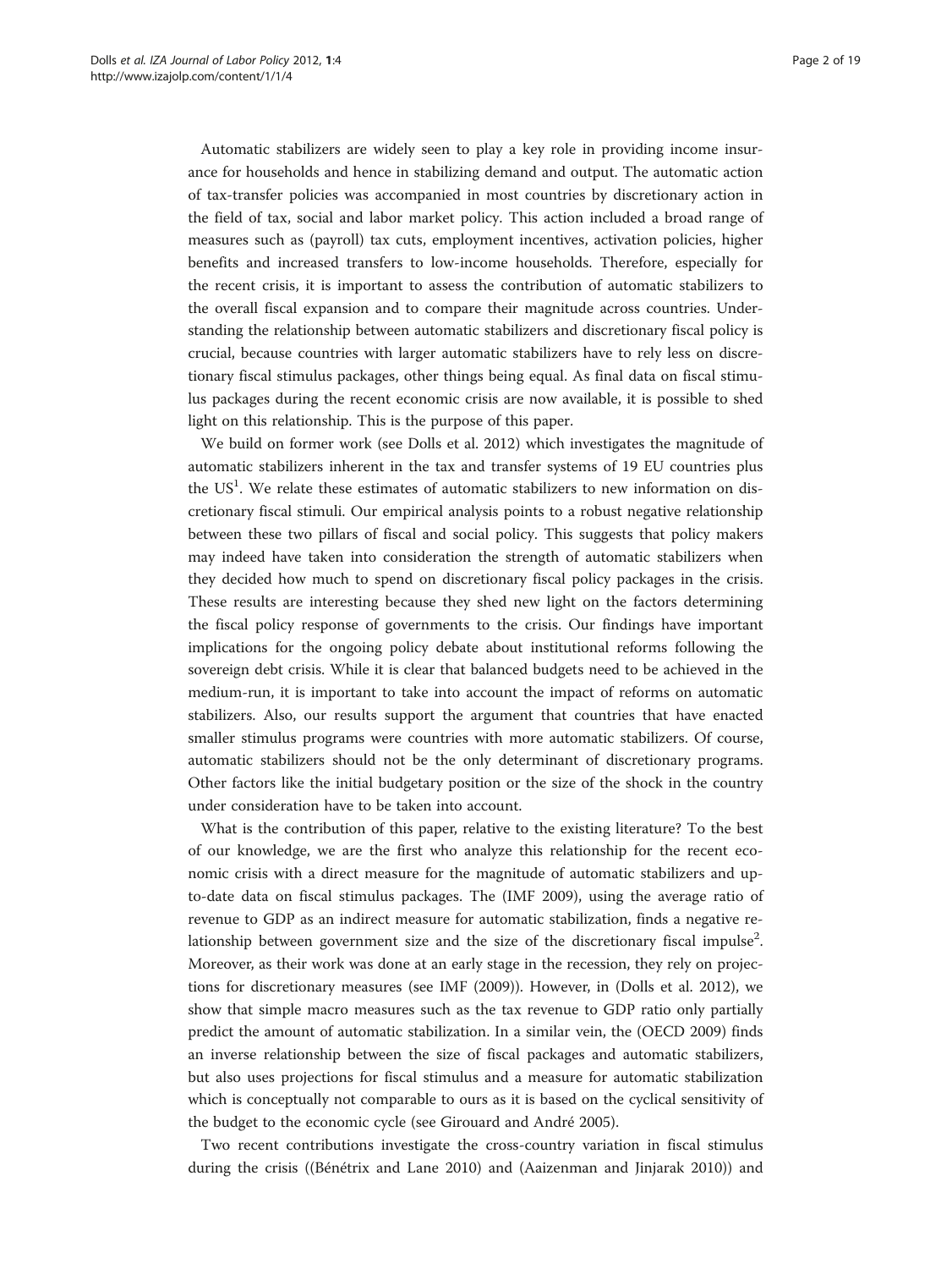Automatic stabilizers are widely seen to play a key role in providing income insurance for households and hence in stabilizing demand and output. The automatic action of tax-transfer policies was accompanied in most countries by discretionary action in the field of tax, social and labor market policy. This action included a broad range of measures such as (payroll) tax cuts, employment incentives, activation policies, higher benefits and increased transfers to low-income households. Therefore, especially for the recent crisis, it is important to assess the contribution of automatic stabilizers to the overall fiscal expansion and to compare their magnitude across countries. Understanding the relationship between automatic stabilizers and discretionary fiscal policy is crucial, because countries with larger automatic stabilizers have to rely less on discretionary fiscal stimulus packages, other things being equal. As final data on fiscal stimulus packages during the recent economic crisis are now available, it is possible to shed light on this relationship. This is the purpose of this paper.

We build on former work (see Dolls et al. 2012) which investigates the magnitude of automatic stabilizers inherent in the tax and transfer systems of 19 EU countries plus the US[1]. We relate these estimates of automatic stabilizers to new information on discretionary fiscal stimuli. Our empirical analysis points to a robust negative relationship between these two pillars of fiscal and social policy. This suggests that policy makers may indeed have taken into consideration the strength of automatic stabilizers when they decided how much to spend on discretionary fiscal policy packages in the crisis. These results are interesting because they shed new light on the factors determining the fiscal policy response of governments to the crisis. Our findings have important implications for the ongoing policy debate about institutional reforms following the sovereign debt crisis. While it is clear that balanced budgets need to be achieved in the medium-run, it is important to take into account the impact of reforms on automatic stabilizers. Also, our results support the argument that countries that have enacted smaller stimulus programs were countries with more automatic stabilizers. Of course, automatic stabilizers should not be the only determinant of discretionary programs. Other factors like the initial budgetary position or the size of the shock in the country under consideration have to be taken into account.

What is the contribution of this paper, relative to the existing literature? To the best of our knowledge, we are the first who analyze this relationship for the recent economic crisis with a direct measure for the magnitude of automatic stabilizers and up-to-date data on fiscal stimulus packages. The (IMF 2009), using the average ratio of revenue to GDP as an indirect measure for automatic stabilization, finds a negative relationship between government size and the size of the discretionary fiscal impulse[2]. Moreover, as their work was done at an early stage in the recession, they rely on projections for discretionary measures (see IMF (2009)). However, in (Dolls et al. 2012), we show that simple macro measures such as the tax revenue to GDP ratio only partially predict the amount of automatic stabilization. In a similar vein, the (OECD 2009) finds an inverse relationship between the size of fiscal packages and automatic stabilizers, but also uses projections for fiscal stimulus and a measure for automatic stabilization which is conceptually not comparable to ours as it is based on the cyclical sensitivity of the budget to the economic cycle (see Girouard and André 2005).

Two recent contributions investigate the cross-country variation in fiscal stimulus during the crisis ((Bénétrix and Lane 2010) and (Aaizenman and Jinjarak 2010)) and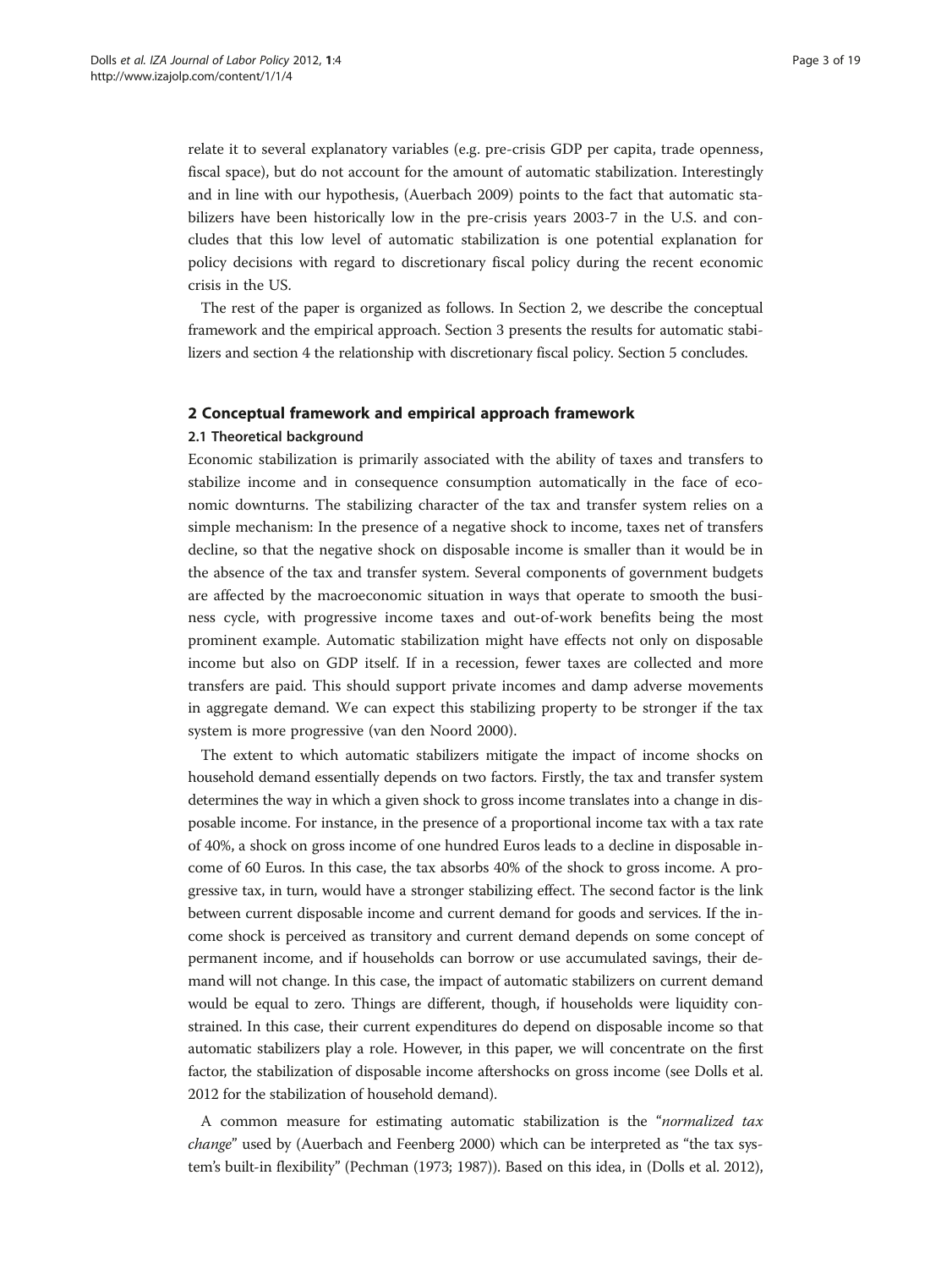relate it to several explanatory variables (e.g. pre-crisis GDP per capita, trade openness, fiscal space), but do not account for the amount of automatic stabilization. Interestingly and in line with our hypothesis, (Auerbach 2009) points to the fact that automatic stabilizers have been historically low in the pre-crisis years 2003-7 in the U.S. and concludes that this low level of automatic stabilization is one potential explanation for policy decisions with regard to discretionary fiscal policy during the recent economic crisis in the US.

The rest of the paper is organized as follows. In Section 2, we describe the conceptual framework and the empirical approach. Section 3 presents the results for automatic stabilizers and section 4 the relationship with discretionary fiscal policy. Section 5 concludes.

## 2 Conceptual framework and empirical approach framework

### 2.1 Theoretical background

Economic stabilization is primarily associated with the ability of taxes and transfers to stabilize income and in consequence consumption automatically in the face of economic downturns. The stabilizing character of the tax and transfer system relies on a simple mechanism: In the presence of a negative shock to income, taxes net of transfers decline, so that the negative shock on disposable income is smaller than it would be in the absence of the tax and transfer system. Several components of government budgets are affected by the macroeconomic situation in ways that operate to smooth the business cycle, with progressive income taxes and out-of-work benefits being the most prominent example. Automatic stabilization might have effects not only on disposable income but also on GDP itself. If in a recession, fewer taxes are collected and more transfers are paid. This should support private incomes and damp adverse movements in aggregate demand. We can expect this stabilizing property to be stronger if the tax system is more progressive (van den Noord 2000).

The extent to which automatic stabilizers mitigate the impact of income shocks on household demand essentially depends on two factors. Firstly, the tax and transfer system determines the way in which a given shock to gross income translates into a change in disposable income. For instance, in the presence of a proportional income tax with a tax rate of 40%, a shock on gross income of one hundred Euros leads to a decline in disposable income of 60 Euros. In this case, the tax absorbs 40% of the shock to gross income. A progressive tax, in turn, would have a stronger stabilizing effect. The second factor is the link between current disposable income and current demand for goods and services. If the income shock is perceived as transitory and current demand depends on some concept of permanent income, and if households can borrow or use accumulated savings, their demand will not change. In this case, the impact of automatic stabilizers on current demand would be equal to zero. Things are different, though, if households were liquidity constrained. In this case, their current expenditures do depend on disposable income so that automatic stabilizers play a role. However, in this paper, we will concentrate on the first factor, the stabilization of disposable income aftershocks on gross income (see Dolls et al. 2012 for the stabilization of household demand).

A common measure for estimating automatic stabilization is the "*normalized tax change*" used by (Auerbach and Feenberg 2000) which can be interpreted as "the tax system's built-in flexibility" (Pechman (1973; 1987)). Based on this idea, in (Dolls et al. 2012),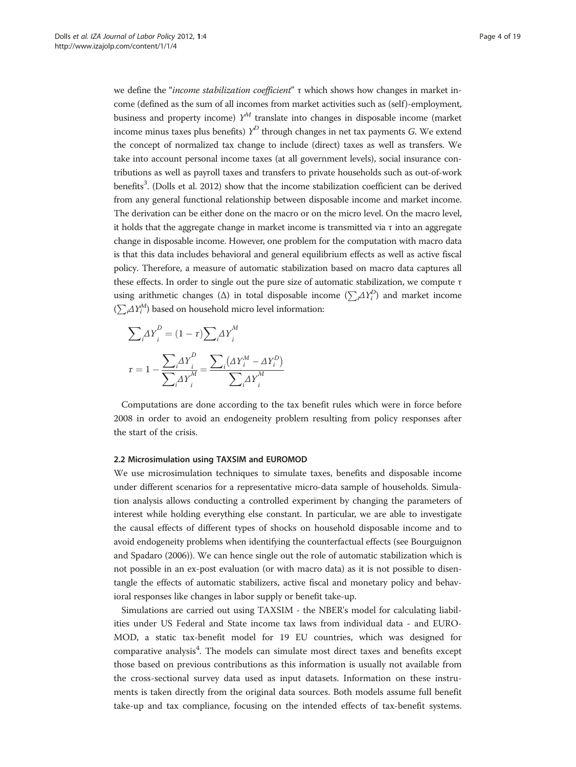we define the "*income stabilization coefficient*" τ which shows how changes in market income (defined as the sum of all incomes from market activities such as (self)-employment, business and property income) $Y^M$ translate into changes in disposable income (market income minus taxes plus benefits) $Y^D$ through changes in net tax payments $G$. We extend the concept of normalized tax change to include (direct) taxes as well as transfers. We take into account personal income taxes (at all government levels), social insurance contributions as well as payroll taxes and transfers to private households such as out-of-work benefits[3]. (Dolls et al. 2012) show that the income stabilization coefficient can be derived from any general functional relationship between disposable income and market income. The derivation can be either done on the macro or on the micro level. On the macro level, it holds that the aggregate change in market income is transmitted via τ into an aggregate change in disposable income. However, one problem for the computation with macro data is that this data includes behavioral and general equilibrium effects as well as active fiscal policy. Therefore, a measure of automatic stabilization based on macro data captures all these effects. In order to single out the pure size of automatic stabilization, we compute τ using arithmetic changes (Δ) in total disposable income ($\sum_i \Delta Y_i^D$) and market income ($\sum_i \Delta Y_i^M$) based on household micro level information:

$$\sum\nolimits_i \Delta Y_i^D = (1-\tau)\sum\nolimits_i \Delta Y_i^M$$

$$\tau = 1 - \frac{\sum_i \Delta Y_i^D}{\sum_i \Delta Y_i^M} = \frac{\sum_i \left(\Delta Y_i^M - \Delta Y_i^D\right)}{\sum_i \Delta Y_i^M}$$

Computations are done according to the tax benefit rules which were in force before 2008 in order to avoid an endogeneity problem resulting from policy responses after the start of the crisis.

### 2.2 Microsimulation using TAXSIM and EUROMOD

We use microsimulation techniques to simulate taxes, benefits and disposable income under different scenarios for a representative micro-data sample of households. Simulation analysis allows conducting a controlled experiment by changing the parameters of interest while holding everything else constant. In particular, we are able to investigate the causal effects of different types of shocks on household disposable income and to avoid endogeneity problems when identifying the counterfactual effects (see Bourguignon and Spadaro (2006)). We can hence single out the role of automatic stabilization which is not possible in an ex-post evaluation (or with macro data) as it is not possible to disentangle the effects of automatic stabilizers, active fiscal and monetary policy and behavioral responses like changes in labor supply or benefit take-up.

Simulations are carried out using TAXSIM - the NBER's model for calculating liabilities under US Federal and State income tax laws from individual data - and EUROMOD, a static tax-benefit model for 19 EU countries, which was designed for comparative analysis[4]. The models can simulate most direct taxes and benefits except those based on previous contributions as this information is usually not available from the cross-sectional survey data used as input datasets. Information on these instruments is taken directly from the original data sources. Both models assume full benefit take-up and tax compliance, focusing on the intended effects of tax-benefit systems.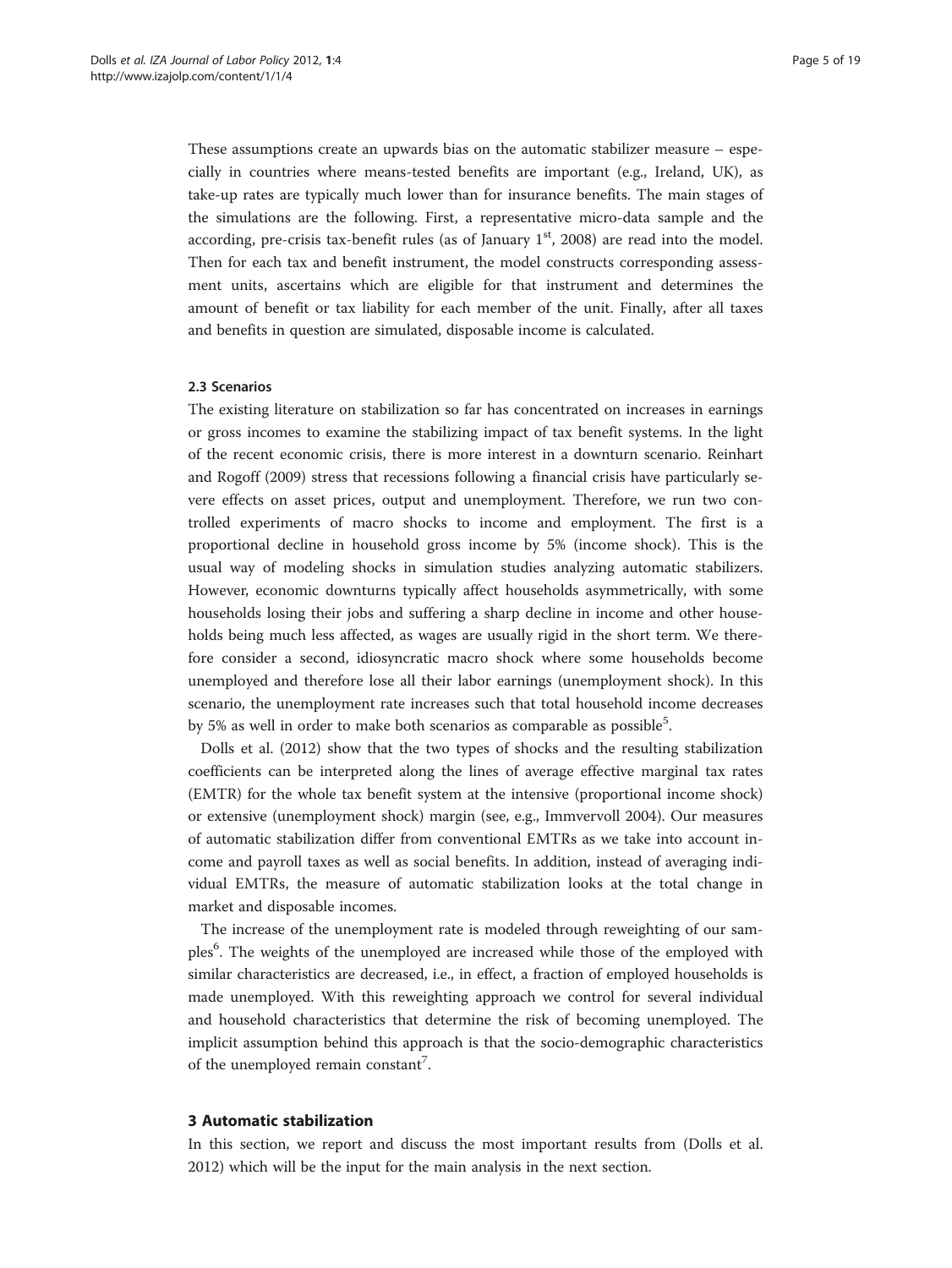These assumptions create an upwards bias on the automatic stabilizer measure – especially in countries where means-tested benefits are important (e.g., Ireland, UK), as take-up rates are typically much lower than for insurance benefits. The main stages of the simulations are the following. First, a representative micro-data sample and the according, pre-crisis tax-benefit rules (as of January 1st, 2008) are read into the model. Then for each tax and benefit instrument, the model constructs corresponding assessment units, ascertains which are eligible for that instrument and determines the amount of benefit or tax liability for each member of the unit. Finally, after all taxes and benefits in question are simulated, disposable income is calculated.

### 2.3 Scenarios

The existing literature on stabilization so far has concentrated on increases in earnings or gross incomes to examine the stabilizing impact of tax benefit systems. In the light of the recent economic crisis, there is more interest in a downturn scenario. Reinhart and Rogoff (2009) stress that recessions following a financial crisis have particularly severe effects on asset prices, output and unemployment. Therefore, we run two controlled experiments of macro shocks to income and employment. The first is a proportional decline in household gross income by 5% (income shock). This is the usual way of modeling shocks in simulation studies analyzing automatic stabilizers. However, economic downturns typically affect households asymmetrically, with some households losing their jobs and suffering a sharp decline in income and other households being much less affected, as wages are usually rigid in the short term. We therefore consider a second, idiosyncratic macro shock where some households become unemployed and therefore lose all their labor earnings (unemployment shock). In this scenario, the unemployment rate increases such that total household income decreases by 5% as well in order to make both scenarios as comparable as possible[5].

Dolls et al. (2012) show that the two types of shocks and the resulting stabilization coefficients can be interpreted along the lines of average effective marginal tax rates (EMTR) for the whole tax benefit system at the intensive (proportional income shock) or extensive (unemployment shock) margin (see, e.g., Immvervoll 2004). Our measures of automatic stabilization differ from conventional EMTRs as we take into account income and payroll taxes as well as social benefits. In addition, instead of averaging individual EMTRs, the measure of automatic stabilization looks at the total change in market and disposable incomes.

The increase of the unemployment rate is modeled through reweighting of our samples[6]. The weights of the unemployed are increased while those of the employed with similar characteristics are decreased, i.e., in effect, a fraction of employed households is made unemployed. With this reweighting approach we control for several individual and household characteristics that determine the risk of becoming unemployed. The implicit assumption behind this approach is that the socio-demographic characteristics of the unemployed remain constant[7].

## 3 Automatic stabilization

In this section, we report and discuss the most important results from (Dolls et al. 2012) which will be the input for the main analysis in the next section.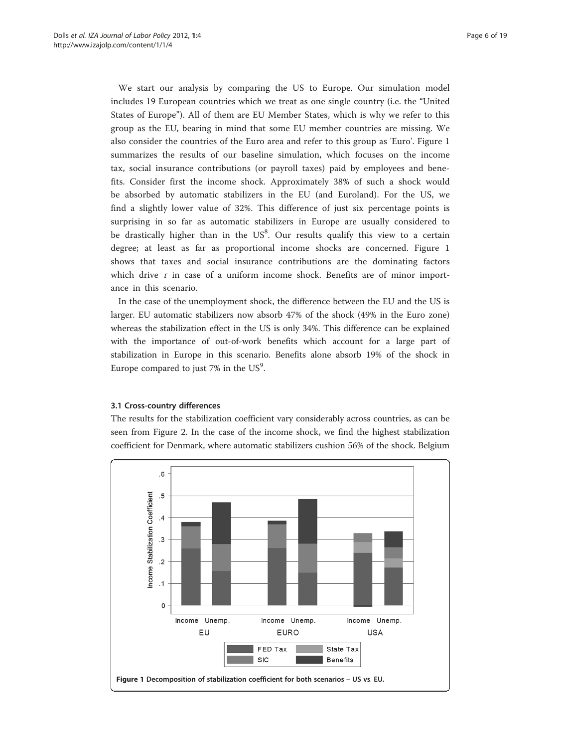We start our analysis by comparing the US to Europe. Our simulation model includes 19 European countries which we treat as one single country (i.e. the "United States of Europe"). All of them are EU Member States, which is why we refer to this group as the EU, bearing in mind that some EU member countries are missing. We also consider the countries of the Euro area and refer to this group as 'Euro'. Figure 1 summarizes the results of our baseline simulation, which focuses on the income tax, social insurance contributions (or payroll taxes) paid by employees and benefits. Consider first the income shock. Approximately 38% of such a shock would be absorbed by automatic stabilizers in the EU (and Euroland). For the US, we find a slightly lower value of 32%. This difference of just six percentage points is surprising in so far as automatic stabilizers in Europe are usually considered to be drastically higher than in the US[8]. Our results qualify this view to a certain degree; at least as far as proportional income shocks are concerned. Figure 1 shows that taxes and social insurance contributions are the dominating factors which drive $\tau$ in case of a uniform income shock. Benefits are of minor importance in this scenario.

In the case of the unemployment shock, the difference between the EU and the US is larger. EU automatic stabilizers now absorb 47% of the shock (49% in the Euro zone) whereas the stabilization effect in the US is only 34%. This difference can be explained with the importance of out-of-work benefits which account for a large part of stabilization in Europe in this scenario. Benefits alone absorb 19% of the shock in Europe compared to just 7% in the US[9].

### 3.1 Cross-country differences

The results for the stabilization coefficient vary considerably across countries, as can be seen from Figure 2. In the case of the income shock, we find the highest stabilization coefficient for Denmark, where automatic stabilizers cushion 56% of the shock. Belgium

**Figure 1 Decomposition of stabilization coefficient for both scenarios – US vs. EU.**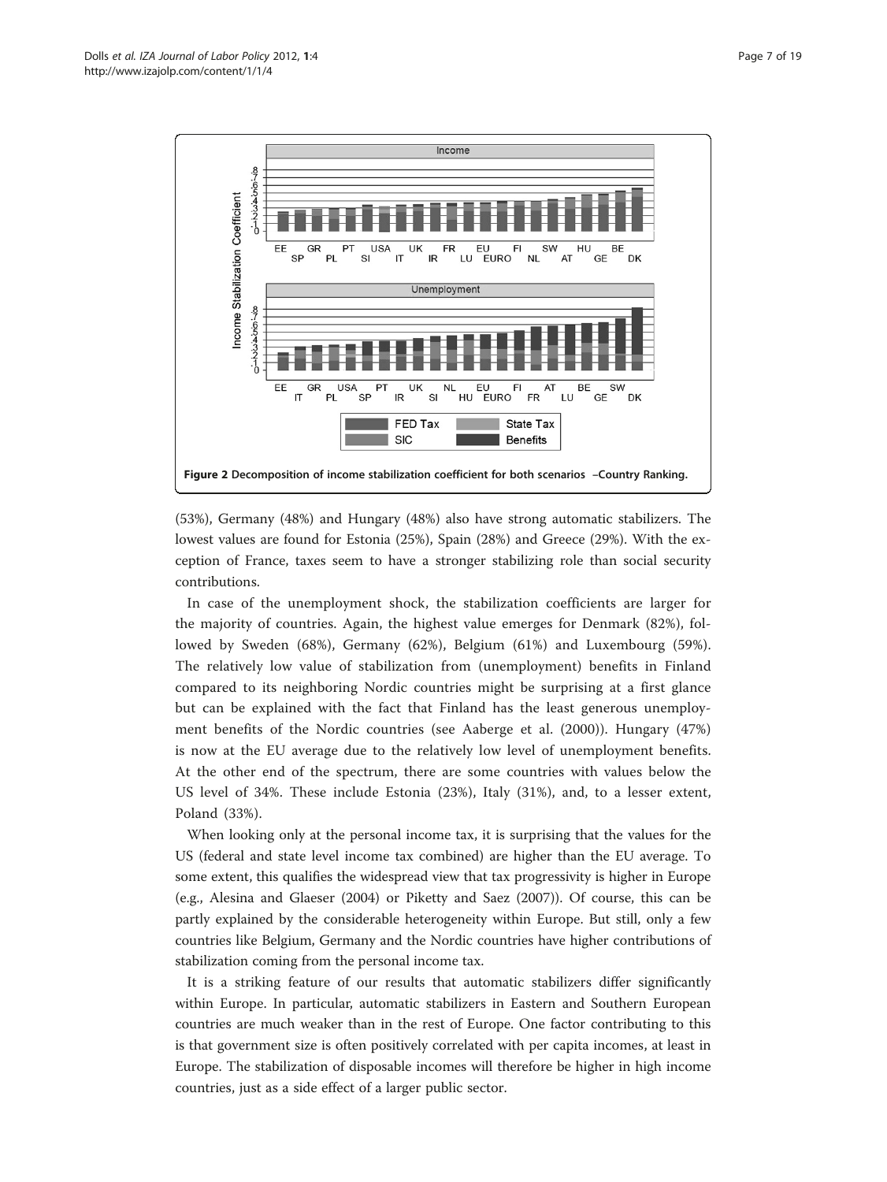Figure 2 Decomposition of income stabilization coefficient for both scenarios –Country Ranking.

(53%), Germany (48%) and Hungary (48%) also have strong automatic stabilizers. The lowest values are found for Estonia (25%), Spain (28%) and Greece (29%). With the exception of France, taxes seem to have a stronger stabilizing role than social security contributions.

In case of the unemployment shock, the stabilization coefficients are larger for the majority of countries. Again, the highest value emerges for Denmark (82%), followed by Sweden (68%), Germany (62%), Belgium (61%) and Luxembourg (59%). The relatively low value of stabilization from (unemployment) benefits in Finland compared to its neighboring Nordic countries might be surprising at a first glance but can be explained with the fact that Finland has the least generous unemployment benefits of the Nordic countries (see Aaberge et al. (2000)). Hungary (47%) is now at the EU average due to the relatively low level of unemployment benefits. At the other end of the spectrum, there are some countries with values below the US level of 34%. These include Estonia (23%), Italy (31%), and, to a lesser extent, Poland (33%).

When looking only at the personal income tax, it is surprising that the values for the US (federal and state level income tax combined) are higher than the EU average. To some extent, this qualifies the widespread view that tax progressivity is higher in Europe (e.g., Alesina and Glaeser (2004) or Piketty and Saez (2007)). Of course, this can be partly explained by the considerable heterogeneity within Europe. But still, only a few countries like Belgium, Germany and the Nordic countries have higher contributions of stabilization coming from the personal income tax.

It is a striking feature of our results that automatic stabilizers differ significantly within Europe. In particular, automatic stabilizers in Eastern and Southern European countries are much weaker than in the rest of Europe. One factor contributing to this is that government size is often positively correlated with per capita incomes, at least in Europe. The stabilization of disposable incomes will therefore be higher in high income countries, just as a side effect of a larger public sector.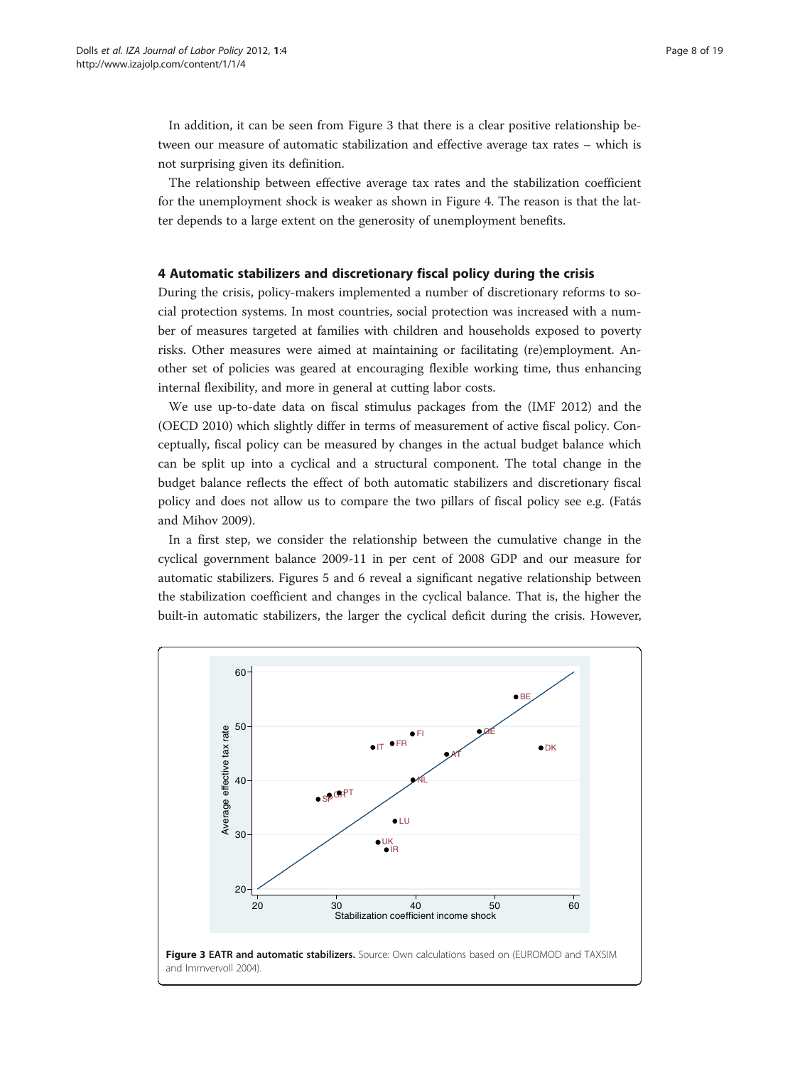In addition, it can be seen from Figure 3 that there is a clear positive relationship between our measure of automatic stabilization and effective average tax rates – which is not surprising given its definition.

The relationship between effective average tax rates and the stabilization coefficient for the unemployment shock is weaker as shown in Figure 4. The reason is that the latter depends to a large extent on the generosity of unemployment benefits.

## 4 Automatic stabilizers and discretionary fiscal policy during the crisis

During the crisis, policy-makers implemented a number of discretionary reforms to social protection systems. In most countries, social protection was increased with a number of measures targeted at families with children and households exposed to poverty risks. Other measures were aimed at maintaining or facilitating (re)employment. Another set of policies was geared at encouraging flexible working time, thus enhancing internal flexibility, and more in general at cutting labor costs.

We use up-to-date data on fiscal stimulus packages from the (IMF 2012) and the (OECD 2010) which slightly differ in terms of measurement of active fiscal policy. Conceptually, fiscal policy can be measured by changes in the actual budget balance which can be split up into a cyclical and a structural component. The total change in the budget balance reflects the effect of both automatic stabilizers and discretionary fiscal policy and does not allow us to compare the two pillars of fiscal policy see e.g. (Fatás and Mihov 2009).

In a first step, we consider the relationship between the cumulative change in the cyclical government balance 2009-11 in per cent of 2008 GDP and our measure for automatic stabilizers. Figures 5 and 6 reveal a significant negative relationship between the stabilization coefficient and changes in the cyclical balance. That is, the higher the built-in automatic stabilizers, the larger the cyclical deficit during the crisis. However,

**Figure 3 EATR and automatic stabilizers.** Source: Own calculations based on (EUROMOD and TAXSIM and Immervoll 2004).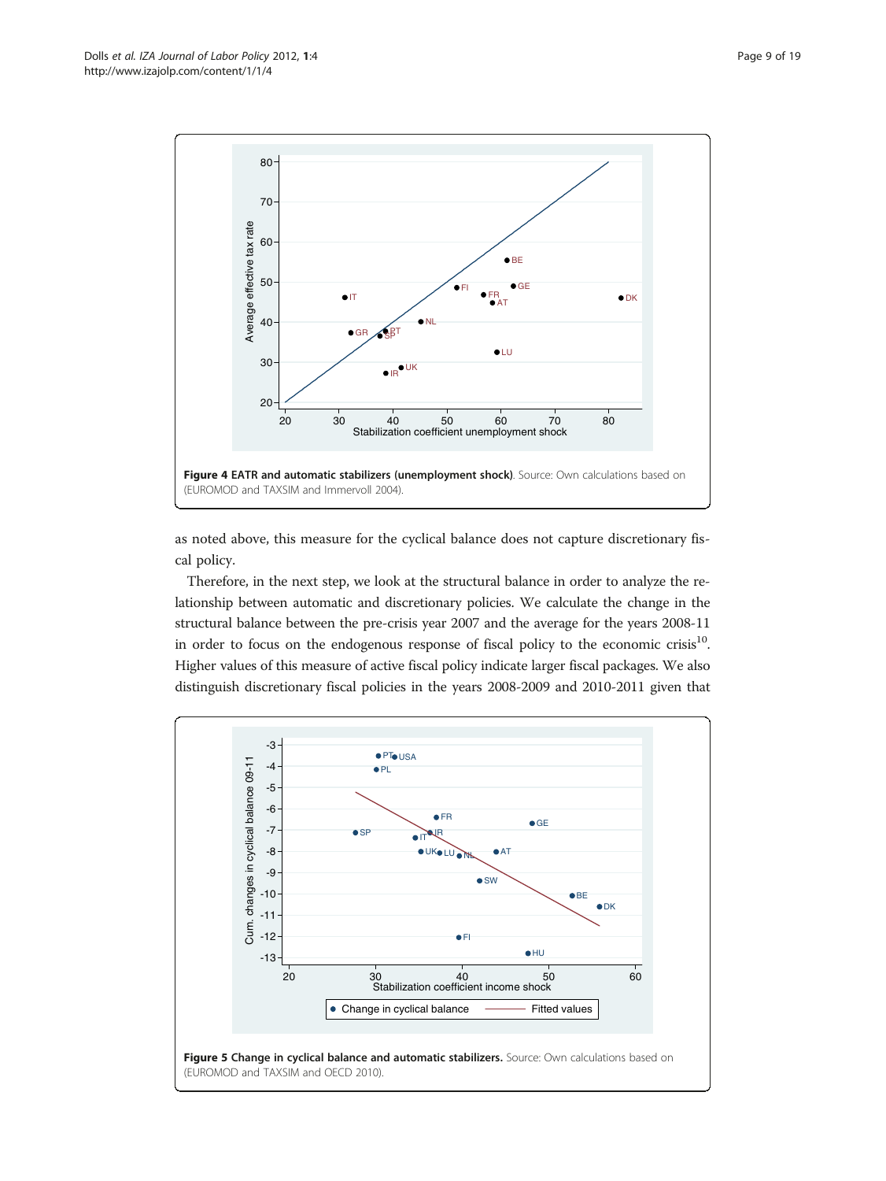Figure 4 EATR and automatic stabilizers (unemployment shock). Source: Own calculations based on (EUROMOD and TAXSIM and Immervoll 2004).

as noted above, this measure for the cyclical balance does not capture discretionary fiscal policy.

Therefore, in the next step, we look at the structural balance in order to analyze the relationship between automatic and discretionary policies. We calculate the change in the structural balance between the pre-crisis year 2007 and the average for the years 2008-11 in order to focus on the endogenous response of fiscal policy to the economic crisis[10]. Higher values of this measure of active fiscal policy indicate larger fiscal packages. We also distinguish discretionary fiscal policies in the years 2008-2009 and 2010-2011 given that

Figure 5 Change in cyclical balance and automatic stabilizers. Source: Own calculations based on (EUROMOD and TAXSIM and OECD 2010).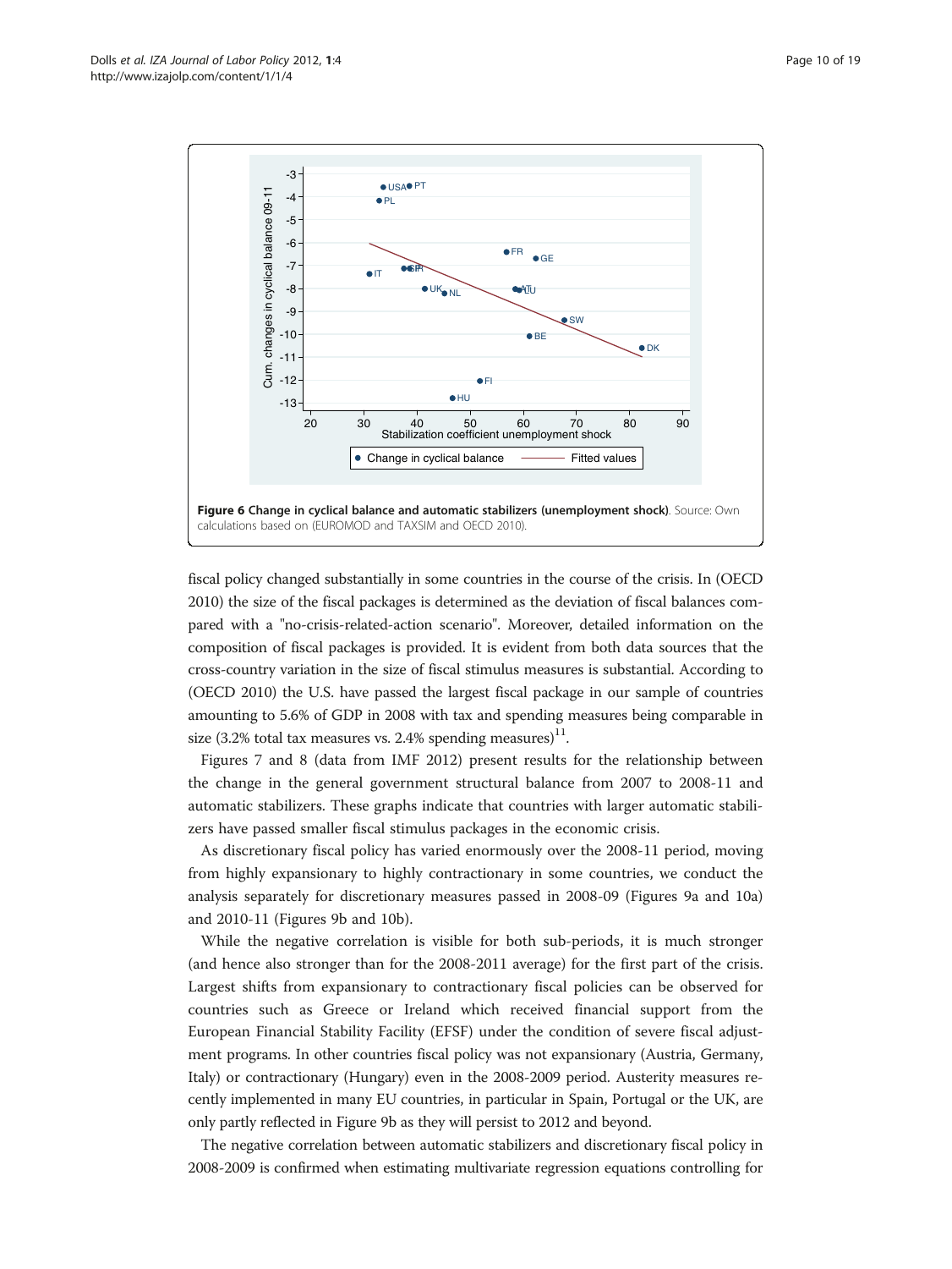**Figure 6 Change in cyclical balance and automatic stabilizers (unemployment shock)**. Source: Own calculations based on (EUROMOD and TAXSIM and OECD 2010).

fiscal policy changed substantially in some countries in the course of the crisis. In (OECD 2010) the size of the fiscal packages is determined as the deviation of fiscal balances compared with a "no-crisis-related-action scenario". Moreover, detailed information on the composition of fiscal packages is provided. It is evident from both data sources that the cross-country variation in the size of fiscal stimulus measures is substantial. According to (OECD 2010) the U.S. have passed the largest fiscal package in our sample of countries amounting to 5.6% of GDP in 2008 with tax and spending measures being comparable in size (3.2% total tax measures vs. 2.4% spending measures)[11].

Figures 7 and 8 (data from IMF 2012) present results for the relationship between the change in the general government structural balance from 2007 to 2008-11 and automatic stabilizers. These graphs indicate that countries with larger automatic stabilizers have passed smaller fiscal stimulus packages in the economic crisis.

As discretionary fiscal policy has varied enormously over the 2008-11 period, moving from highly expansionary to highly contractionary in some countries, we conduct the analysis separately for discretionary measures passed in 2008-09 (Figures 9a and 10a) and 2010-11 (Figures 9b and 10b).

While the negative correlation is visible for both sub-periods, it is much stronger (and hence also stronger than for the 2008-2011 average) for the first part of the crisis. Largest shifts from expansionary to contractionary fiscal policies can be observed for countries such as Greece or Ireland which received financial support from the European Financial Stability Facility (EFSF) under the condition of severe fiscal adjustment programs. In other countries fiscal policy was not expansionary (Austria, Germany, Italy) or contractionary (Hungary) even in the 2008-2009 period. Austerity measures recently implemented in many EU countries, in particular in Spain, Portugal or the UK, are only partly reflected in Figure 9b as they will persist to 2012 and beyond.

The negative correlation between automatic stabilizers and discretionary fiscal policy in 2008-2009 is confirmed when estimating multivariate regression equations controlling for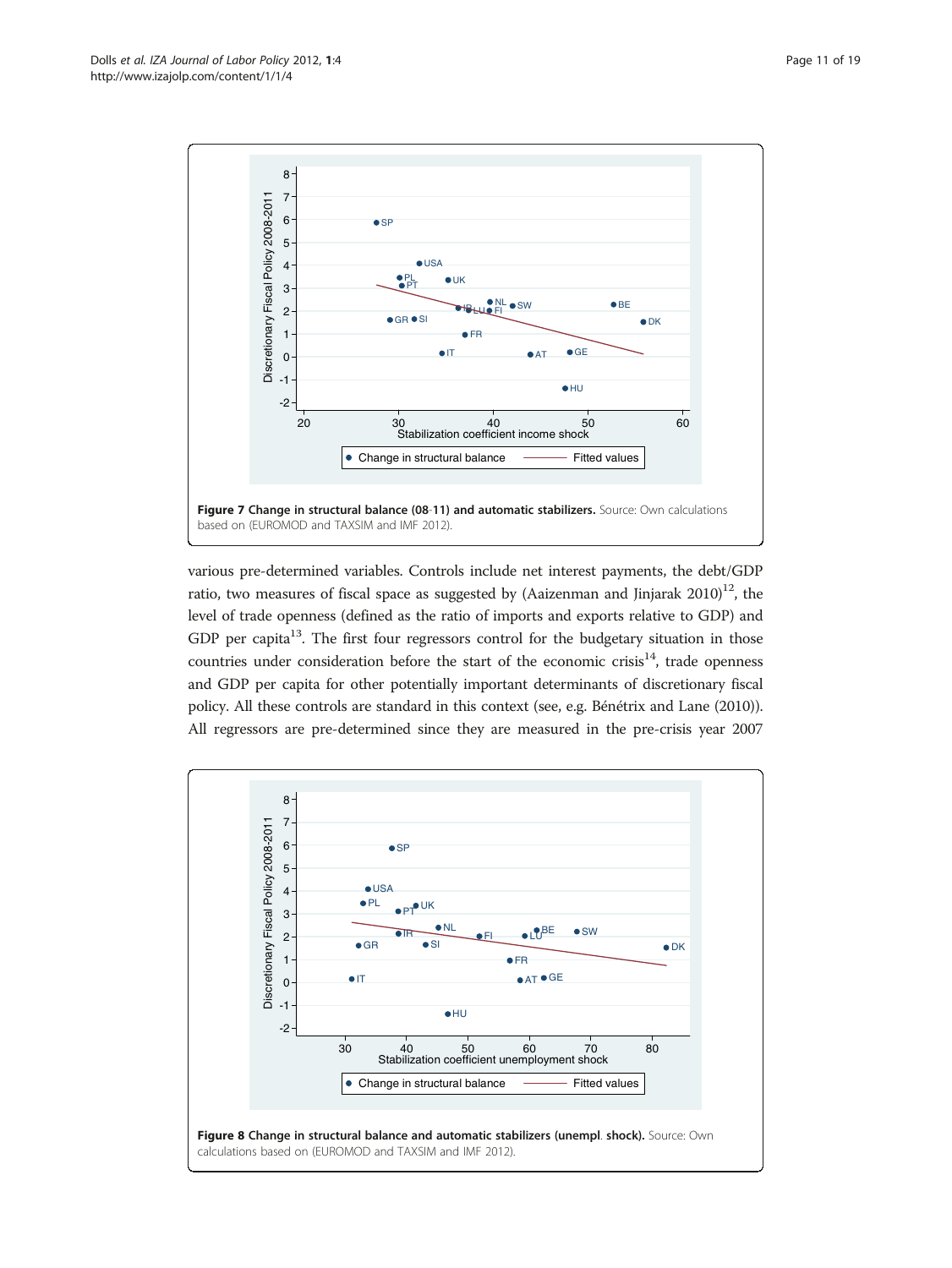**Figure 7 Change in structural balance (08-11) and automatic stabilizers.** Source: Own calculations based on (EUROMOD and TAXSIM and IMF 2012).

various pre-determined variables. Controls include net interest payments, the debt/GDP ratio, two measures of fiscal space as suggested by (Aaizenman and Jinjarak 2010)[12], the level of trade openness (defined as the ratio of imports and exports relative to GDP) and GDP per capita[13]. The first four regressors control for the budgetary situation in those countries under consideration before the start of the economic crisis[14], trade openness and GDP per capita for other potentially important determinants of discretionary fiscal policy. All these controls are standard in this context (see, e.g. Bénétrix and Lane (2010)). All regressors are pre-determined since they are measured in the pre-crisis year 2007

**Figure 8 Change in structural balance and automatic stabilizers (unempl. shock).** Source: Own calculations based on (EUROMOD and TAXSIM and IMF 2012).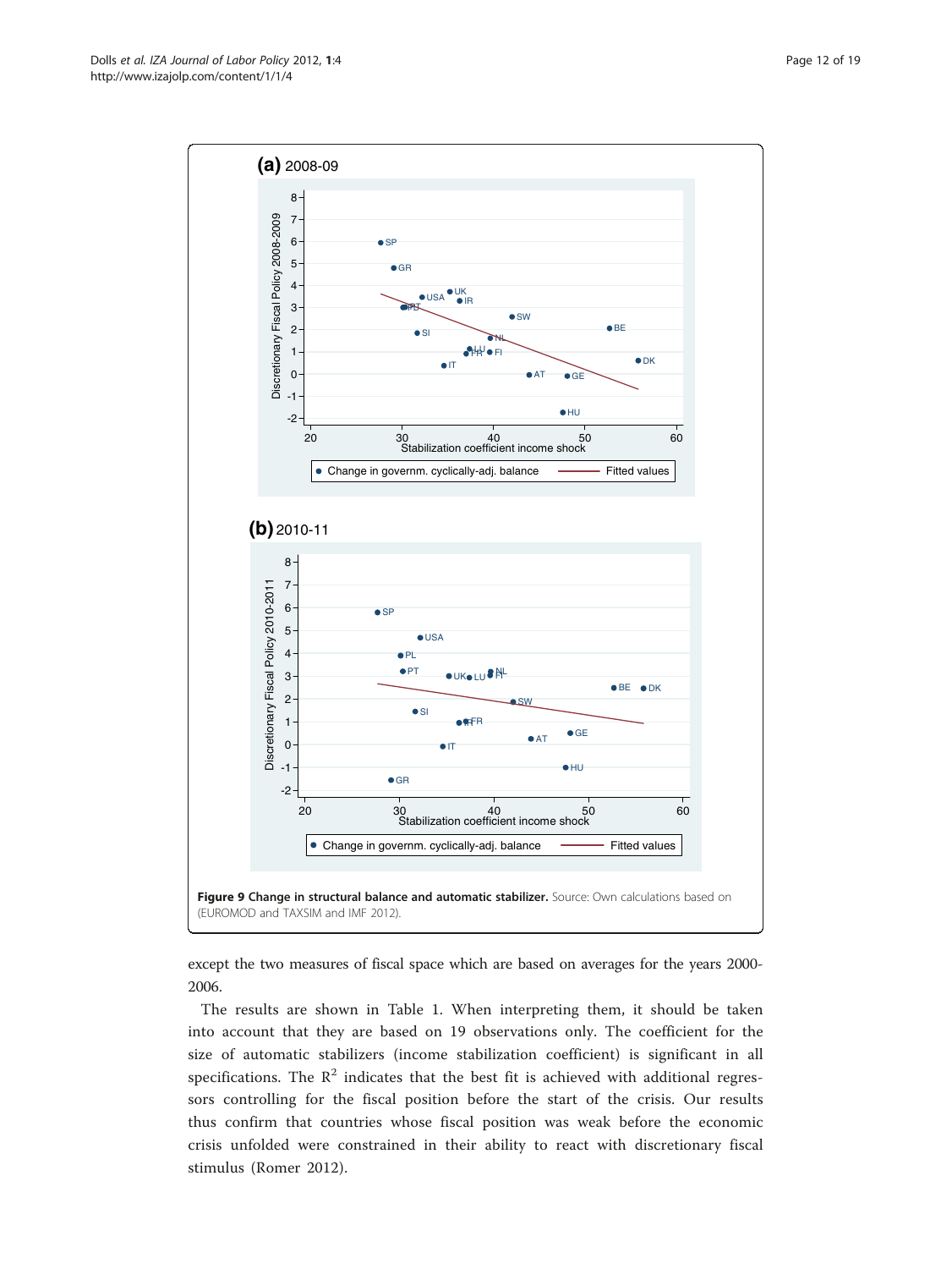**Figure 9 Change in structural balance and automatic stabilizer.** Source: Own calculations based on (EUROMOD and TAXSIM and IMF 2012).

except the two measures of fiscal space which are based on averages for the years 2000-2006.

The results are shown in Table 1. When interpreting them, it should be taken into account that they are based on 19 observations only. The coefficient for the size of automatic stabilizers (income stabilization coefficient) is significant in all specifications. The $R^2$ indicates that the best fit is achieved with additional regressors controlling for the fiscal position before the start of the crisis. Our results thus confirm that countries whose fiscal position was weak before the economic crisis unfolded were constrained in their ability to react with discretionary fiscal stimulus (Romer 2012).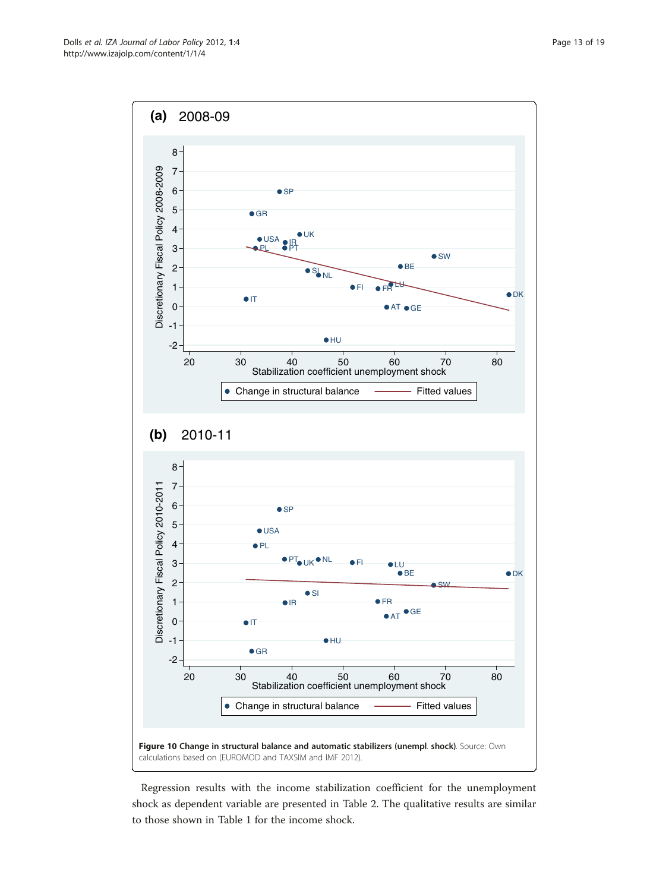**Figure 10 Change in structural balance and automatic stabilizers (unempl. shock).** Source: Own calculations based on (EUROMOD and TAXSIM and IMF 2012).

Regression results with the income stabilization coefficient for the unemployment shock as dependent variable are presented in Table 2. The qualitative results are similar to those shown in Table 1 for the income shock.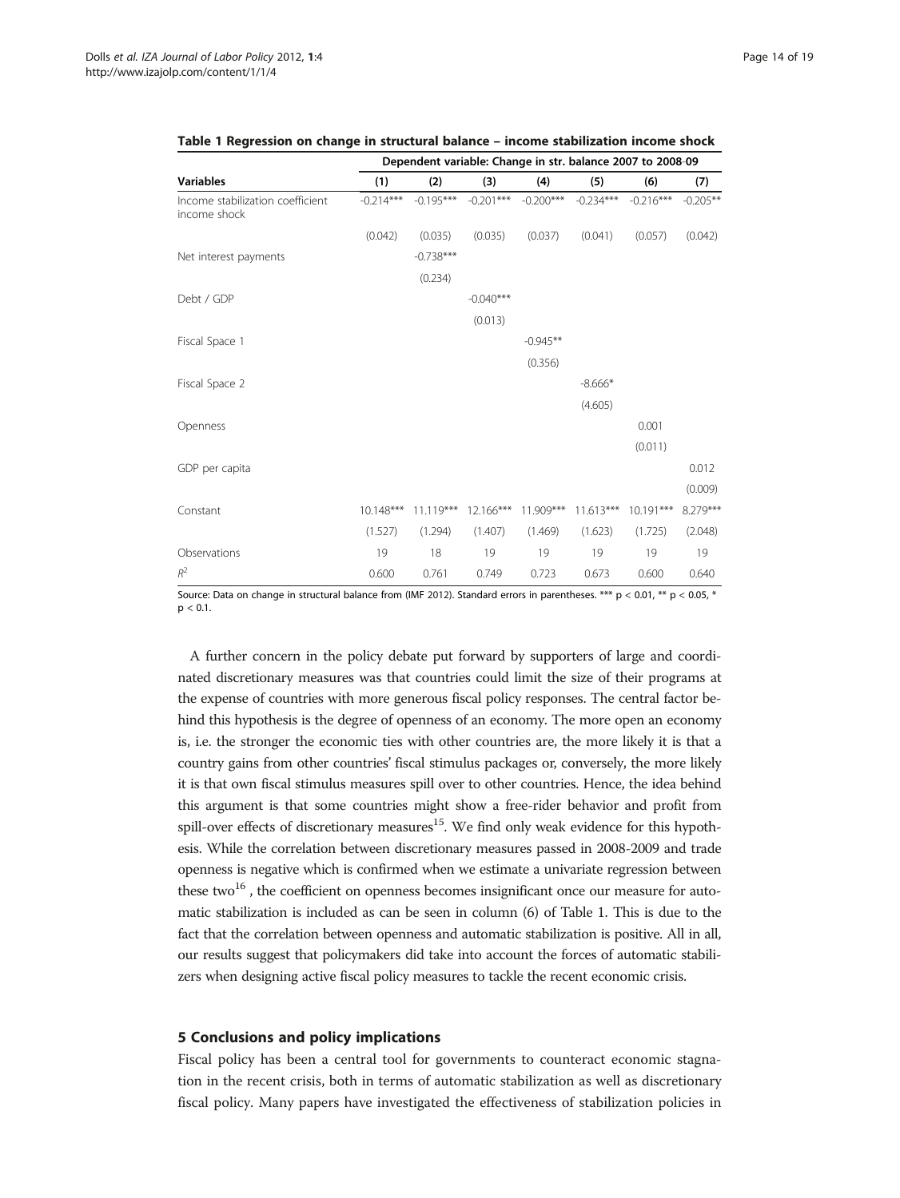**Table 1 Regression on change in structural balance – income stabilization income shock**

| | Dependent variable: Change in str. balance 2007 to 2008-09 | | | | | | |
|---|---|---|---|---|---|---|---|
| **Variables** | **(1)** | **(2)** | **(3)** | **(4)** | **(5)** | **(6)** | **(7)** |
| Income stabilization coefficient income shock | -0.214*** | -0.195*** | -0.201*** | -0.200*** | -0.234*** | -0.216*** | -0.205** |
| | (0.042) | (0.035) | (0.035) | (0.037) | (0.041) | (0.057) | (0.042) |
| Net interest payments | | -0.738*** | | | | | |
| | | (0.234) | | | | | |
| Debt / GDP | | | -0.040*** | | | | |
| | | | (0.013) | | | | |
| Fiscal Space 1 | | | | -0.945** | | | |
| | | | | (0.356) | | | |
| Fiscal Space 2 | | | | | -8.666* | | |
| | | | | | (4.605) | | |
| Openness | | | | | | 0.001 | |
| | | | | | | (0.011) | |
| GDP per capita | | | | | | | 0.012 |
| | | | | | | | (0.009) |
| Constant | 10.148*** | 11.119*** | 12.166*** | 11.909*** | 11.613*** | 10.191*** | 8.279*** |
| | (1.527) | (1.294) | (1.407) | (1.469) | (1.623) | (1.725) | (2.048) |
| Observations | 19 | 18 | 19 | 19 | 19 | 19 | 19 |
| $R^2$ | 0.600 | 0.761 | 0.749 | 0.723 | 0.673 | 0.600 | 0.640 |

Source: Data on change in structural balance from (IMF 2012). Standard errors in parentheses. *** $p < 0.01$, ** $p < 0.05$, * $p < 0.1$.

A further concern in the policy debate put forward by supporters of large and coordinated discretionary measures was that countries could limit the size of their programs at the expense of countries with more generous fiscal policy responses. The central factor behind this hypothesis is the degree of openness of an economy. The more open an economy is, i.e. the stronger the economic ties with other countries are, the more likely it is that a country gains from other countries' fiscal stimulus packages or, conversely, the more likely it is that own fiscal stimulus measures spill over to other countries. Hence, the idea behind this argument is that some countries might show a free-rider behavior and profit from spill-over effects of discretionary measures[15]. We find only weak evidence for this hypothesis. While the correlation between discretionary measures passed in 2008-2009 and trade openness is negative which is confirmed when we estimate a univariate regression between these two[16], the coefficient on openness becomes insignificant once our measure for automatic stabilization is included as can be seen in column (6) of Table 1. This is due to the fact that the correlation between openness and automatic stabilization is positive. All in all, our results suggest that policymakers did take into account the forces of automatic stabilizers when designing active fiscal policy measures to tackle the recent economic crisis.

## 5 Conclusions and policy implications

Fiscal policy has been a central tool for governments to counteract economic stagnation in the recent crisis, both in terms of automatic stabilization as well as discretionary fiscal policy. Many papers have investigated the effectiveness of stabilization policies in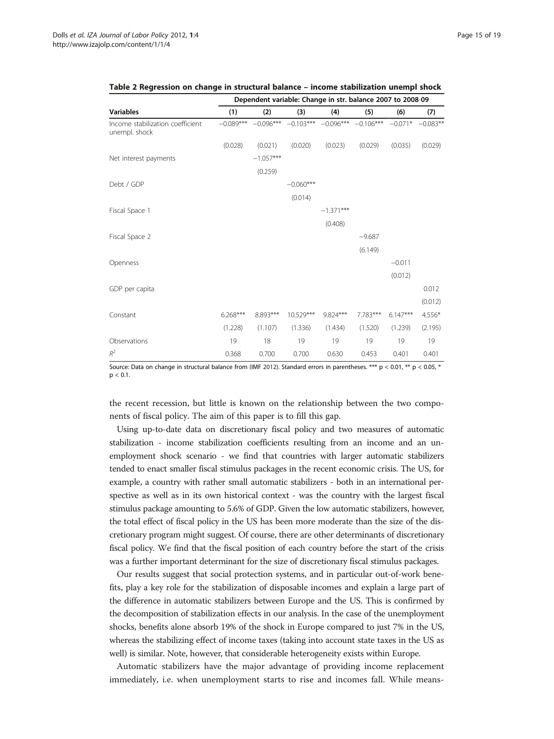**Table 2 Regression on change in structural balance – income stabilization unempl shock**

| | Dependent variable: Change in str. balance 2007 to 2008-09 | | | | | | |
|---|---|---|---|---|---|---|---|
| **Variables** | **(1)** | **(2)** | **(3)** | **(4)** | **(5)** | **(6)** | **(7)** |
| Income stabilization coefficient unempl. shock | −0.089*** | −0.096*** | −0.103*** | −0.096*** | −0.106*** | −0.071* | −0.083** |
| | (0.028) | (0.021) | (0.020) | (0.023) | (0.029) | (0.035) | (0.029) |
| Net interest payments | | −1.057*** | | | | | |
| | | (0.259) | | | | | |
| Debt / GDP | | | −0.060*** | | | | |
| | | | (0.014) | | | | |
| Fiscal Space 1 | | | | −1.371*** | | | |
| | | | | (0.408) | | | |
| Fiscal Space 2 | | | | | −9.687 | | |
| | | | | | (6.149) | | |
| Openness | | | | | | −0.011 | |
| | | | | | | (0.012) | |
| GDP per capita | | | | | | | 0.012 |
| | | | | | | | (0.012) |
| Constant | 6.268*** | 8.893*** | 10.529*** | 9.824*** | 7.783*** | 6.147*** | 4.556* |
| | (1.228) | (1.107) | (1.336) | (1.434) | (1.520) | (1.239) | (2.195) |
| Observations | 19 | 18 | 19 | 19 | 19 | 19 | 19 |
| $R^2$ | 0.368 | 0.700 | 0.700 | 0.630 | 0.453 | 0.401 | 0.401 |

Source: Data on change in structural balance from (IMF 2012). Standard errors in parentheses. *** p < 0.01, ** p < 0.05, * p < 0.1.

the recent recession, but little is known on the relationship between the two components of fiscal policy. The aim of this paper is to fill this gap.

Using up-to-date data on discretionary fiscal policy and two measures of automatic stabilization - income stabilization coefficients resulting from an income and an unemployment shock scenario - we find that countries with larger automatic stabilizers tended to enact smaller fiscal stimulus packages in the recent economic crisis. The US, for example, a country with rather small automatic stabilizers - both in an international perspective as well as in its own historical context - was the country with the largest fiscal stimulus package amounting to 5.6% of GDP. Given the low automatic stabilizers, however, the total effect of fiscal policy in the US has been more moderate than the size of the discretionary program might suggest. Of course, there are other determinants of discretionary fiscal policy. We find that the fiscal position of each country before the start of the crisis was a further important determinant for the size of discretionary fiscal stimulus packages.

Our results suggest that social protection systems, and in particular out-of-work benefits, play a key role for the stabilization of disposable incomes and explain a large part of the difference in automatic stabilizers between Europe and the US. This is confirmed by the decomposition of stabilization effects in our analysis. In the case of the unemployment shocks, benefits alone absorb 19% of the shock in Europe compared to just 7% in the US, whereas the stabilizing effect of income taxes (taking into account state taxes in the US as well) is similar. Note, however, that considerable heterogeneity exists within Europe.

Automatic stabilizers have the major advantage of providing income replacement immediately, i.e. when unemployment starts to rise and incomes fall. While means-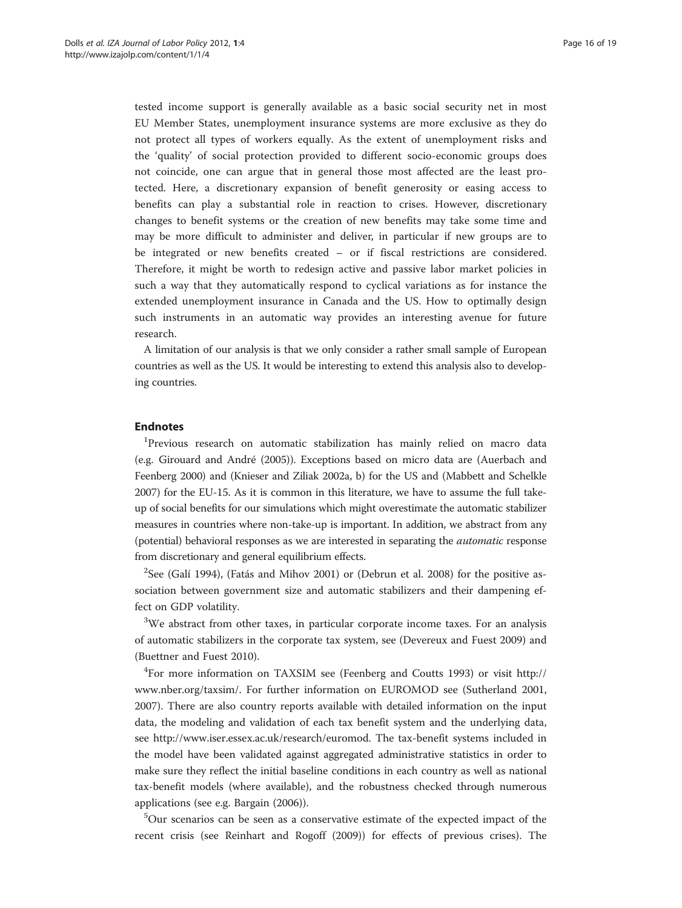tested income support is generally available as a basic social security net in most EU Member States, unemployment insurance systems are more exclusive as they do not protect all types of workers equally. As the extent of unemployment risks and the 'quality' of social protection provided to different socio-economic groups does not coincide, one can argue that in general those most affected are the least protected. Here, a discretionary expansion of benefit generosity or easing access to benefits can play a substantial role in reaction to crises. However, discretionary changes to benefit systems or the creation of new benefits may take some time and may be more difficult to administer and deliver, in particular if new groups are to be integrated or new benefits created – or if fiscal restrictions are considered. Therefore, it might be worth to redesign active and passive labor market policies in such a way that they automatically respond to cyclical variations as for instance the extended unemployment insurance in Canada and the US. How to optimally design such instruments in an automatic way provides an interesting avenue for future research.

A limitation of our analysis is that we only consider a rather small sample of European countries as well as the US. It would be interesting to extend this analysis also to developing countries.

## Endnotes

[1]Previous research on automatic stabilization has mainly relied on macro data (e.g. Girouard and André (2005)). Exceptions based on micro data are (Auerbach and Feenberg 2000) and (Knieser and Ziliak 2002a, b) for the US and (Mabbett and Schelkle 2007) for the EU-15. As it is common in this literature, we have to assume the full take-up of social benefits for our simulations which might overestimate the automatic stabilizer measures in countries where non-take-up is important. In addition, we abstract from any (potential) behavioral responses as we are interested in separating the *automatic* response from discretionary and general equilibrium effects.

[2]See (Galí 1994), (Fatás and Mihov 2001) or (Debrun et al. 2008) for the positive association between government size and automatic stabilizers and their dampening effect on GDP volatility.

[3]We abstract from other taxes, in particular corporate income taxes. For an analysis of automatic stabilizers in the corporate tax system, see (Devereux and Fuest 2009) and (Buettner and Fuest 2010).

[4]For more information on TAXSIM see (Feenberg and Coutts 1993) or visit http://www.nber.org/taxsim/. For further information on EUROMOD see (Sutherland 2001, 2007). There are also country reports available with detailed information on the input data, the modeling and validation of each tax benefit system and the underlying data, see http://www.iser.essex.ac.uk/research/euromod. The tax-benefit systems included in the model have been validated against aggregated administrative statistics in order to make sure they reflect the initial baseline conditions in each country as well as national tax-benefit models (where available), and the robustness checked through numerous applications (see e.g. Bargain (2006)).

[5]Our scenarios can be seen as a conservative estimate of the expected impact of the recent crisis (see Reinhart and Rogoff (2009)) for effects of previous crises). The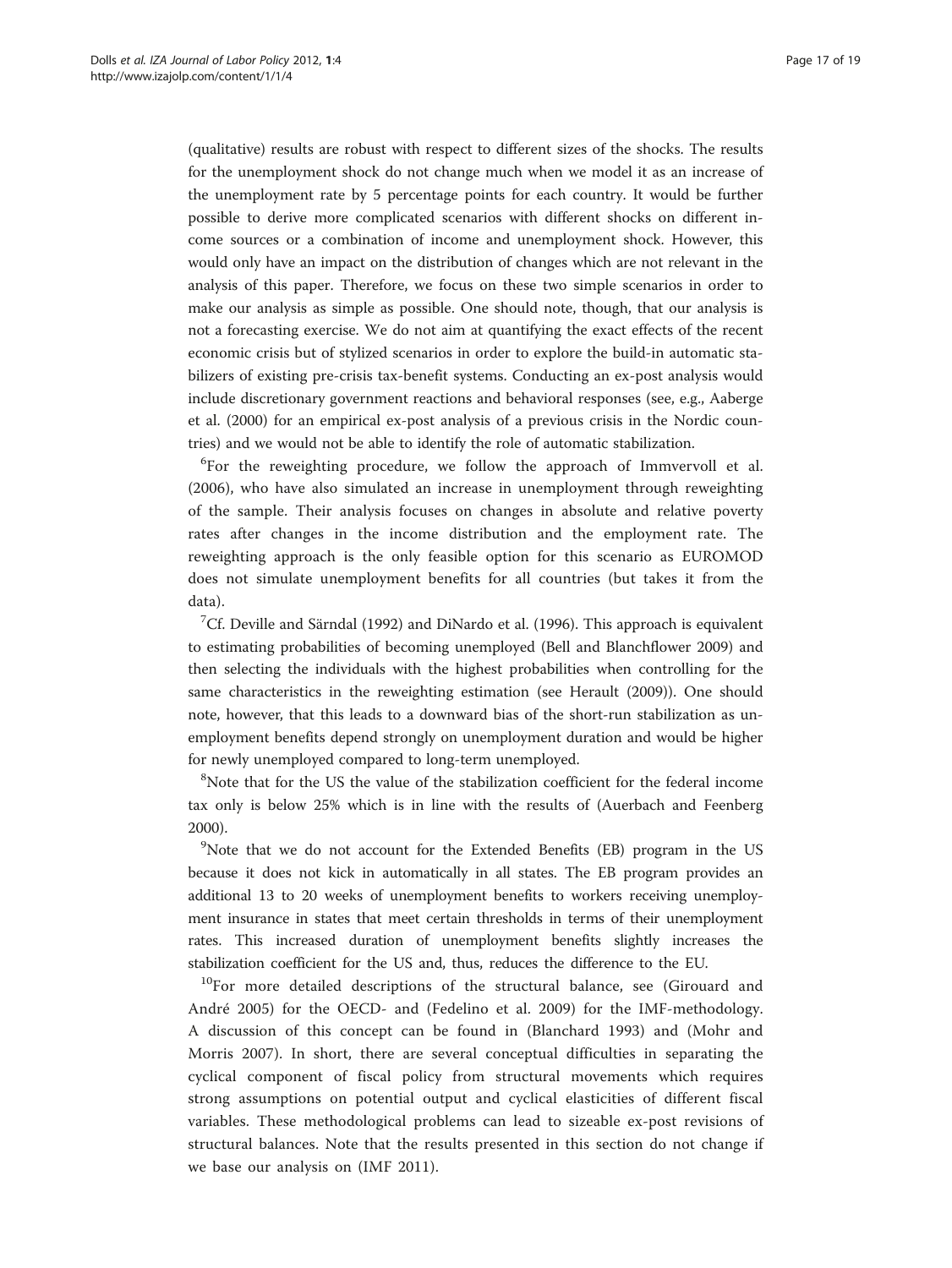(qualitative) results are robust with respect to different sizes of the shocks. The results for the unemployment shock do not change much when we model it as an increase of the unemployment rate by 5 percentage points for each country. It would be further possible to derive more complicated scenarios with different shocks on different income sources or a combination of income and unemployment shock. However, this would only have an impact on the distribution of changes which are not relevant in the analysis of this paper. Therefore, we focus on these two simple scenarios in order to make our analysis as simple as possible. One should note, though, that our analysis is not a forecasting exercise. We do not aim at quantifying the exact effects of the recent economic crisis but of stylized scenarios in order to explore the build-in automatic stabilizers of existing pre-crisis tax-benefit systems. Conducting an ex-post analysis would include discretionary government reactions and behavioral responses (see, e.g., Aaberge et al. (2000) for an empirical ex-post analysis of a previous crisis in the Nordic countries) and we would not be able to identify the role of automatic stabilization.

[6]For the reweighting procedure, we follow the approach of Immvervoll et al. (2006), who have also simulated an increase in unemployment through reweighting of the sample. Their analysis focuses on changes in absolute and relative poverty rates after changes in the income distribution and the employment rate. The reweighting approach is the only feasible option for this scenario as EUROMOD does not simulate unemployment benefits for all countries (but takes it from the data).

[7]Cf. Deville and Särndal (1992) and DiNardo et al. (1996). This approach is equivalent to estimating probabilities of becoming unemployed (Bell and Blanchflower 2009) and then selecting the individuals with the highest probabilities when controlling for the same characteristics in the reweighting estimation (see Herault (2009)). One should note, however, that this leads to a downward bias of the short-run stabilization as unemployment benefits depend strongly on unemployment duration and would be higher for newly unemployed compared to long-term unemployed.

[8]Note that for the US the value of the stabilization coefficient for the federal income tax only is below 25% which is in line with the results of (Auerbach and Feenberg 2000).

[9]Note that we do not account for the Extended Benefits (EB) program in the US because it does not kick in automatically in all states. The EB program provides an additional 13 to 20 weeks of unemployment benefits to workers receiving unemployment insurance in states that meet certain thresholds in terms of their unemployment rates. This increased duration of unemployment benefits slightly increases the stabilization coefficient for the US and, thus, reduces the difference to the EU.

[10]For more detailed descriptions of the structural balance, see (Girouard and André 2005) for the OECD- and (Fedelino et al. 2009) for the IMF-methodology. A discussion of this concept can be found in (Blanchard 1993) and (Mohr and Morris 2007). In short, there are several conceptual difficulties in separating the cyclical component of fiscal policy from structural movements which requires strong assumptions on potential output and cyclical elasticities of different fiscal variables. These methodological problems can lead to sizeable ex-post revisions of structural balances. Note that the results presented in this section do not change if we base our analysis on (IMF 2011).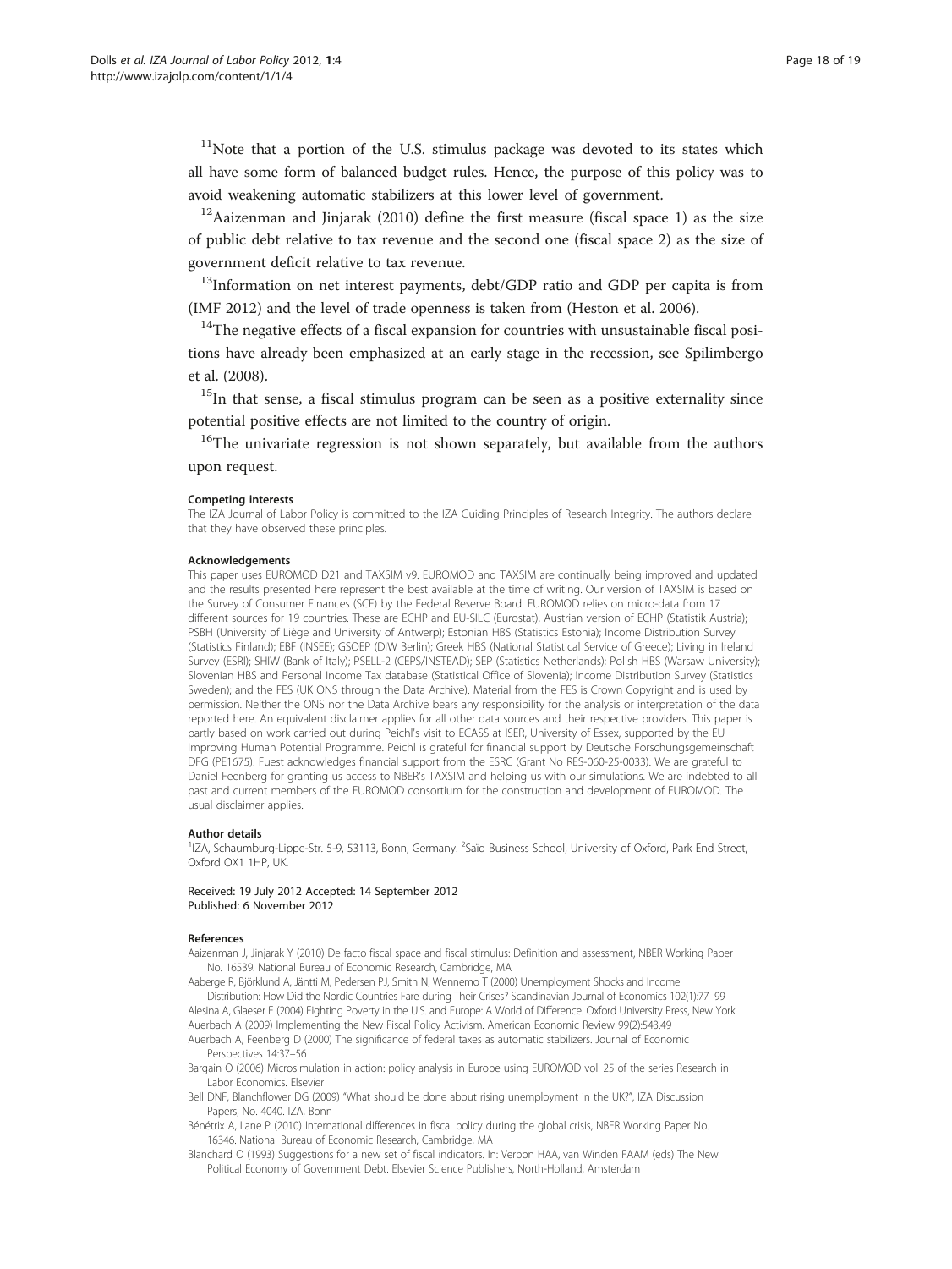[11]Note that a portion of the U.S. stimulus package was devoted to its states which all have some form of balanced budget rules. Hence, the purpose of this policy was to avoid weakening automatic stabilizers at this lower level of government.

[12]Aaizenman and Jinjarak (2010) define the first measure (fiscal space 1) as the size of public debt relative to tax revenue and the second one (fiscal space 2) as the size of government deficit relative to tax revenue.

[13]Information on net interest payments, debt/GDP ratio and GDP per capita is from (IMF 2012) and the level of trade openness is taken from (Heston et al. 2006).

[14]The negative effects of a fiscal expansion for countries with unsustainable fiscal positions have already been emphasized at an early stage in the recession, see Spilimbergo et al. (2008).

[15]In that sense, a fiscal stimulus program can be seen as a positive externality since potential positive effects are not limited to the country of origin.

[16]The univariate regression is not shown separately, but available from the authors upon request.

#### Competing interests

The IZA Journal of Labor Policy is committed to the IZA Guiding Principles of Research Integrity. The authors declare that they have observed these principles.

#### Acknowledgements

This paper uses EUROMOD D21 and TAXSIM v9. EUROMOD and TAXSIM are continually being improved and updated and the results presented here represent the best available at the time of writing. Our version of TAXSIM is based on the Survey of Consumer Finances (SCF) by the Federal Reserve Board. EUROMOD relies on micro-data from 17 different sources for 19 countries. These are ECHP and EU-SILC (Eurostat), Austrian version of ECHP (Statistik Austria); PSBH (University of Liège and University of Antwerp); Estonian HBS (Statistics Estonia); Income Distribution Survey (Statistics Finland); EBF (INSEE); GSOEP (DIW Berlin); Greek HBS (National Statistical Service of Greece); Living in Ireland Survey (ESRI); SHIW (Bank of Italy); PSELL-2 (CEPS/INSTEAD); SEP (Statistics Netherlands); Polish HBS (Warsaw University); Slovenian HBS and Personal Income Tax database (Statistical Office of Slovenia); Income Distribution Survey (Statistics Sweden); and the FES (UK ONS through the Data Archive). Material from the FES is Crown Copyright and is used by permission. Neither the ONS nor the Data Archive bears any responsibility for the analysis or interpretation of the data reported here. An equivalent disclaimer applies for all other data sources and their respective providers. This paper is partly based on work carried out during Peichl's visit to ECASS at ISER, University of Essex, supported by the EU Improving Human Potential Programme. Peichl is grateful for financial support by Deutsche Forschungsgemeinschaft DFG (PE1675). Fuest acknowledges financial support from the ESRC (Grant No RES-060-25-0033). We are grateful to Daniel Feenberg for granting us access to NBER's TAXSIM and helping us with our simulations. We are indebted to all past and current members of the EUROMOD consortium for the construction and development of EUROMOD. The usual disclaimer applies.

#### Author details

[1]IZA, Schaumburg-Lippe-Str. 5-9, 53113, Bonn, Germany. [2]Saïd Business School, University of Oxford, Park End Street, Oxford OX1 1HP, UK.

Received: 19 July 2012 Accepted: 14 September 2012
Published: 6 November 2012

#### References

Aizenman J, Jinjarak Y (2010) De facto fiscal space and fiscal stimulus: Definition and assessment, NBER Working Paper No. 16539. National Bureau of Economic Research, Cambridge, MA

Aaberge R, Björklund A, Jäntti M, Pedersen PJ, Smith N, Wennemo T (2000) Unemployment Shocks and Income Distribution: How Did the Nordic Countries Fare during Their Crises? Scandinavian Journal of Economics 102(1):77–99

Alesina A, Glaeser E (2004) Fighting Poverty in the U.S. and Europe: A World of Difference. Oxford University Press, New York

Auerbach A (2009) Implementing the New Fiscal Policy Activism. American Economic Review 99(2):543.49

Auerbach A, Feenberg D (2000) The significance of federal taxes as automatic stabilizers. Journal of Economic Perspectives 14:37–56

Bargain O (2006) Microsimulation in action: policy analysis in Europe using EUROMOD vol. 25 of the series Research in Labor Economics. Elsevier

Bell DNF, Blanchflower DG (2009) "What should be done about rising unemployment in the UK?", IZA Discussion Papers, No. 4040. IZA, Bonn

Bénétrix A, Lane P (2010) International differences in fiscal policy during the global crisis, NBER Working Paper No. 16346. National Bureau of Economic Research, Cambridge, MA

Blanchard O (1993) Suggestions for a new set of fiscal indicators. In: Verbon HAA, van Winden FAAM (eds) The New Political Economy of Government Debt. Elsevier Science Publishers, North-Holland, Amsterdam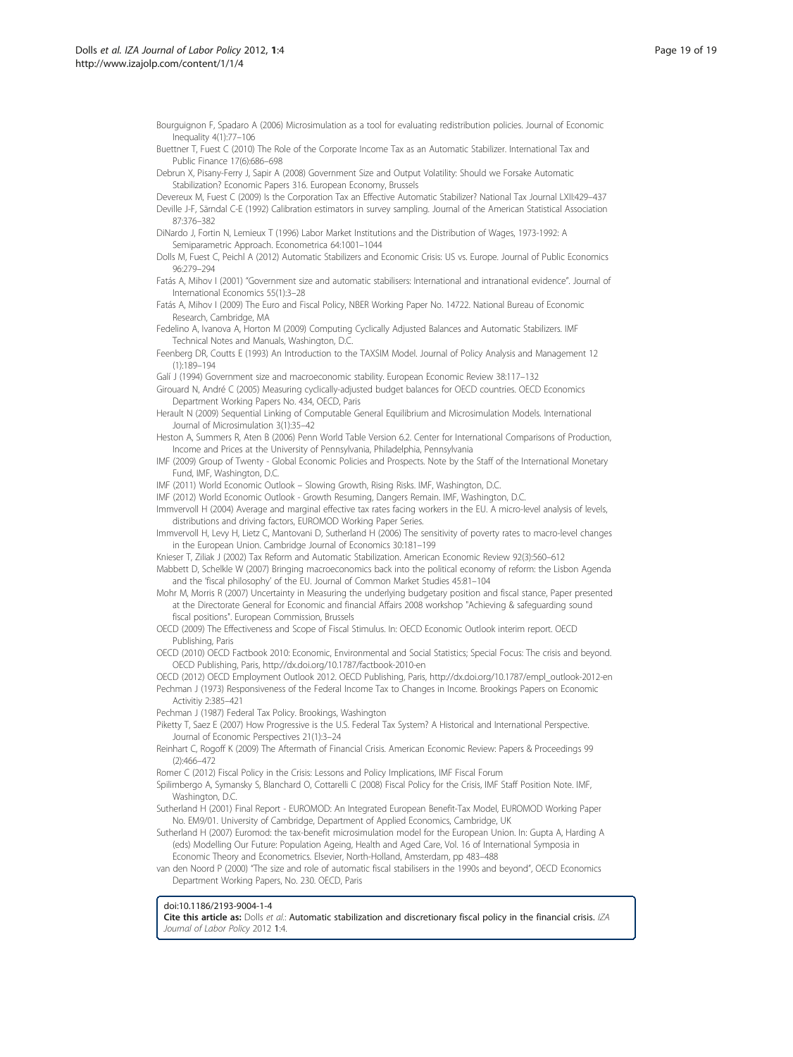Bourguignon F, Spadaro A (2006) Microsimulation as a tool for evaluating redistribution policies. Journal of Economic Inequality 4(1):77–106

Buettner T, Fuest C (2010) The Role of the Corporate Income Tax as an Automatic Stabilizer. International Tax and Public Finance 17(6):686–698

Debrun X, Pisany-Ferry J, Sapir A (2008) Government Size and Output Volatility: Should we Forsake Automatic Stabilization? Economic Papers 316. European Economy, Brussels

Devereux M, Fuest C (2009) Is the Corporation Tax an Effective Automatic Stabilizer? National Tax Journal LXII:429–437

Deville J-F, Särndal C-E (1992) Calibration estimators in survey sampling. Journal of the American Statistical Association 87:376–382

DiNardo J, Fortin N, Lemieux T (1996) Labor Market Institutions and the Distribution of Wages, 1973-1992: A Semiparametric Approach. Econometrica 64:1001–1044

Dolls M, Fuest C, Peichl A (2012) Automatic Stabilizers and Economic Crisis: US vs. Europe. Journal of Public Economics 96:279–294

Fatás A, Mihov I (2001) "Government size and automatic stabilisers: International and intranational evidence". Journal of International Economics 55(1):3–28

Fatás A, Mihov I (2009) The Euro and Fiscal Policy, NBER Working Paper No. 14722. National Bureau of Economic Research, Cambridge, MA

Fedelino A, Ivanova A, Horton M (2009) Computing Cyclically Adjusted Balances and Automatic Stabilizers. IMF Technical Notes and Manuals, Washington, D.C.

Feenberg DR, Coutts E (1993) An Introduction to the TAXSIM Model. Journal of Policy Analysis and Management 12 (1):189–194

Galí J (1994) Government size and macroeconomic stability. European Economic Review 38:117–132

Girouard N, André C (2005) Measuring cyclically-adjusted budget balances for OECD countries. OECD Economics Department Working Papers No. 434, OECD, Paris

Herault N (2009) Sequential Linking of Computable General Equilibrium and Microsimulation Models. International Journal of Microsimulation 3(1):35–42

Heston A, Summers R, Aten B (2006) Penn World Table Version 6.2. Center for International Comparisons of Production, Income and Prices at the University of Pennsylvania, Philadelphia, Pennsylvania

IMF (2009) Group of Twenty - Global Economic Policies and Prospects. Note by the Staff of the International Monetary Fund, IMF, Washington, D.C.

IMF (2011) World Economic Outlook – Slowing Growth, Rising Risks. IMF, Washington, D.C.

IMF (2012) World Economic Outlook - Growth Resuming, Dangers Remain. IMF, Washington, D.C.

Immvervoll H (2004) Average and marginal effective tax rates facing workers in the EU. A micro-level analysis of levels, distributions and driving factors, EUROMOD Working Paper Series.

Immvervoll H, Levy H, Lietz C, Mantovani D, Sutherland H (2006) The sensitivity of poverty rates to macro-level changes in the European Union. Cambridge Journal of Economics 30:181–199

Knieser T, Ziliak J (2002) Tax Reform and Automatic Stabilization. American Economic Review 92(3):560–612

Mabbett D, Schelkle W (2007) Bringing macroeconomics back into the political economy of reform: the Lisbon Agenda and the 'fiscal philosophy' of the EU. Journal of Common Market Studies 45:81–104

Mohr M, Morris R (2007) Uncertainty in Measuring the underlying budgetary position and fiscal stance, Paper presented at the Directorate General for Economic and financial Affairs 2008 workshop "Achieving & safeguarding sound fiscal positions". European Commission, Brussels

OECD (2009) The Effectiveness and Scope of Fiscal Stimulus. In: OECD Economic Outlook interim report. OECD Publishing, Paris

OECD (2010) OECD Factbook 2010: Economic, Environmental and Social Statistics; Special Focus: The crisis and beyond. OECD Publishing, Paris, http://dx.doi.org/10.1787/factbook-2010-en

OECD (2012) OECD Employment Outlook 2012. OECD Publishing, Paris, http://dx.doi.org/10.1787/empl_outlook-2012-en

Pechman J (1973) Responsiveness of the Federal Income Tax to Changes in Income. Brookings Papers on Economic Activitiy 2:385–421

Pechman J (1987) Federal Tax Policy. Brookings, Washington

Piketty T, Saez E (2007) How Progressive is the U.S. Federal Tax System? A Historical and International Perspective. Journal of Economic Perspectives 21(1):3–24

Reinhart C, Rogoff K (2009) The Aftermath of Financial Crisis. American Economic Review: Papers & Proceedings 99 (2):466–472

Romer C (2012) Fiscal Policy in the Crisis: Lessons and Policy Implications, IMF Fiscal Forum

Spilimbergo A, Symansky S, Blanchard O, Cottarelli C (2008) Fiscal Policy for the Crisis, IMF Staff Position Note. IMF, Washington, D.C.

Sutherland H (2001) Final Report - EUROMOD: An Integrated European Benefit-Tax Model, EUROMOD Working Paper No. EM9/01. University of Cambridge, Department of Applied Economics, Cambridge, UK

Sutherland H (2007) Euromod: the tax-benefit microsimulation model for the European Union. In: Gupta A, Harding A (eds) Modelling Our Future: Population Ageing, Health and Aged Care, Vol. 16 of International Symposia in Economic Theory and Econometrics. Elsevier, North-Holland, Amsterdam, pp 483–488

van den Noord P (2000) "The size and role of automatic fiscal stabilisers in the 1990s and beyond", OECD Economics Department Working Papers, No. 230. OECD, Paris

doi:10.1186/2193-9004-1-4

**Cite this article as:** Dolls *et al.*: Automatic stabilization and discretionary fiscal policy in the financial crisis. *IZA Journal of Labor Policy* 2012 **1**:4.